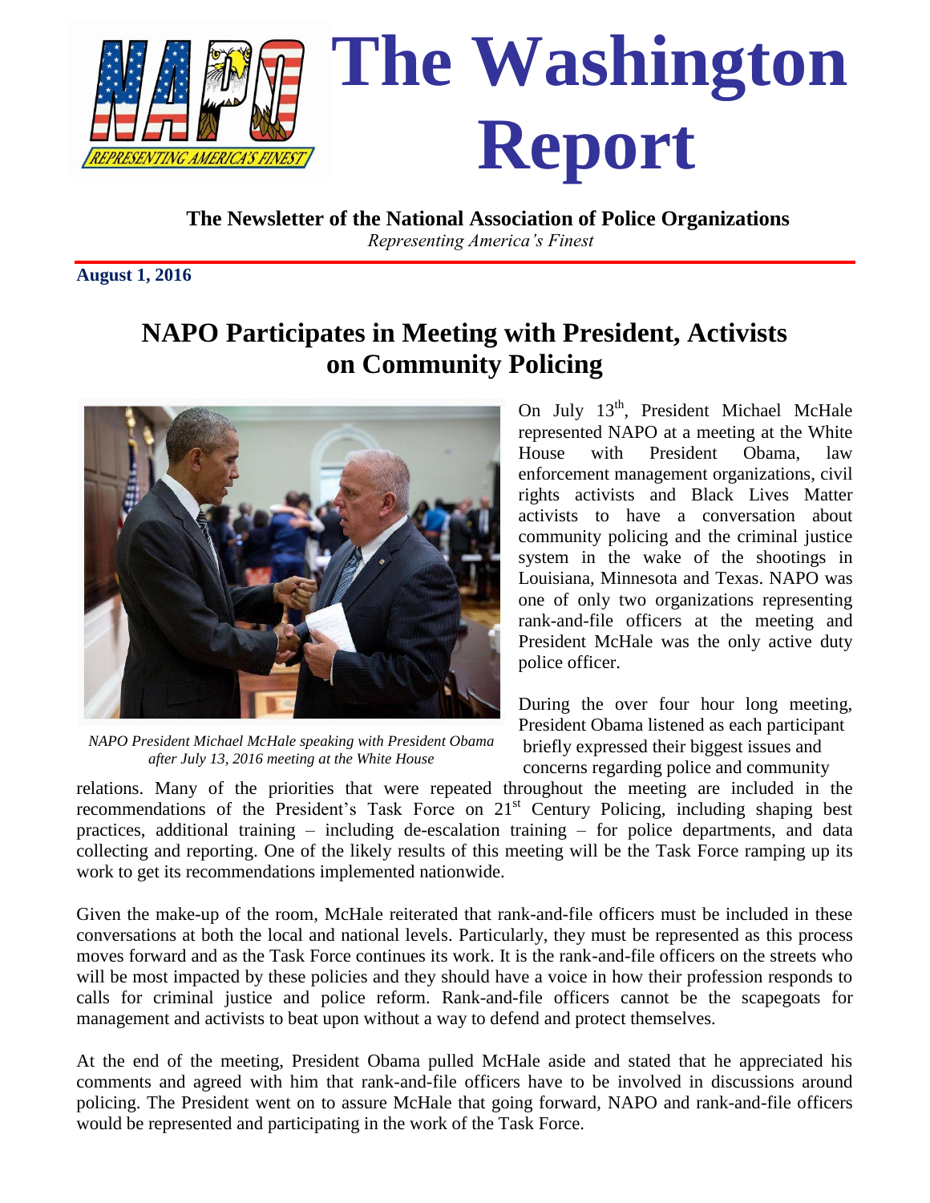# The Washington Report

**The Newsletter of the National Association of Police Organizations**
*Representing America's Finest*

**August 1, 2016**

## NAPO Participates in Meeting with President, Activists on Community Policing

*NAPO President Michael McHale speaking with President Obama after July 13, 2016 meeting at the White House*

On July 13th, President Michael McHale represented NAPO at a meeting at the White House with President Obama, law enforcement management organizations, civil rights activists and Black Lives Matter activists to have a conversation about community policing and the criminal justice system in the wake of the shootings in Louisiana, Minnesota and Texas. NAPO was one of only two organizations representing rank-and-file officers at the meeting and President McHale was the only active duty police officer.

During the over four hour long meeting, President Obama listened as each participant briefly expressed their biggest issues and concerns regarding police and community relations. Many of the priorities that were repeated throughout the meeting are included in the recommendations of the President's Task Force on 21st Century Policing, including shaping best practices, additional training – including de-escalation training – for police departments, and data collecting and reporting. One of the likely results of this meeting will be the Task Force ramping up its work to get its recommendations implemented nationwide.

Given the make-up of the room, McHale reiterated that rank-and-file officers must be included in these conversations at both the local and national levels. Particularly, they must be represented as this process moves forward and as the Task Force continues its work. It is the rank-and-file officers on the streets who will be most impacted by these policies and they should have a voice in how their profession responds to calls for criminal justice and police reform. Rank-and-file officers cannot be the scapegoats for management and activists to beat upon without a way to defend and protect themselves.

At the end of the meeting, President Obama pulled McHale aside and stated that he appreciated his comments and agreed with him that rank-and-file officers have to be involved in discussions around policing. The President went on to assure McHale that going forward, NAPO and rank-and-file officers would be represented and participating in the work of the Task Force.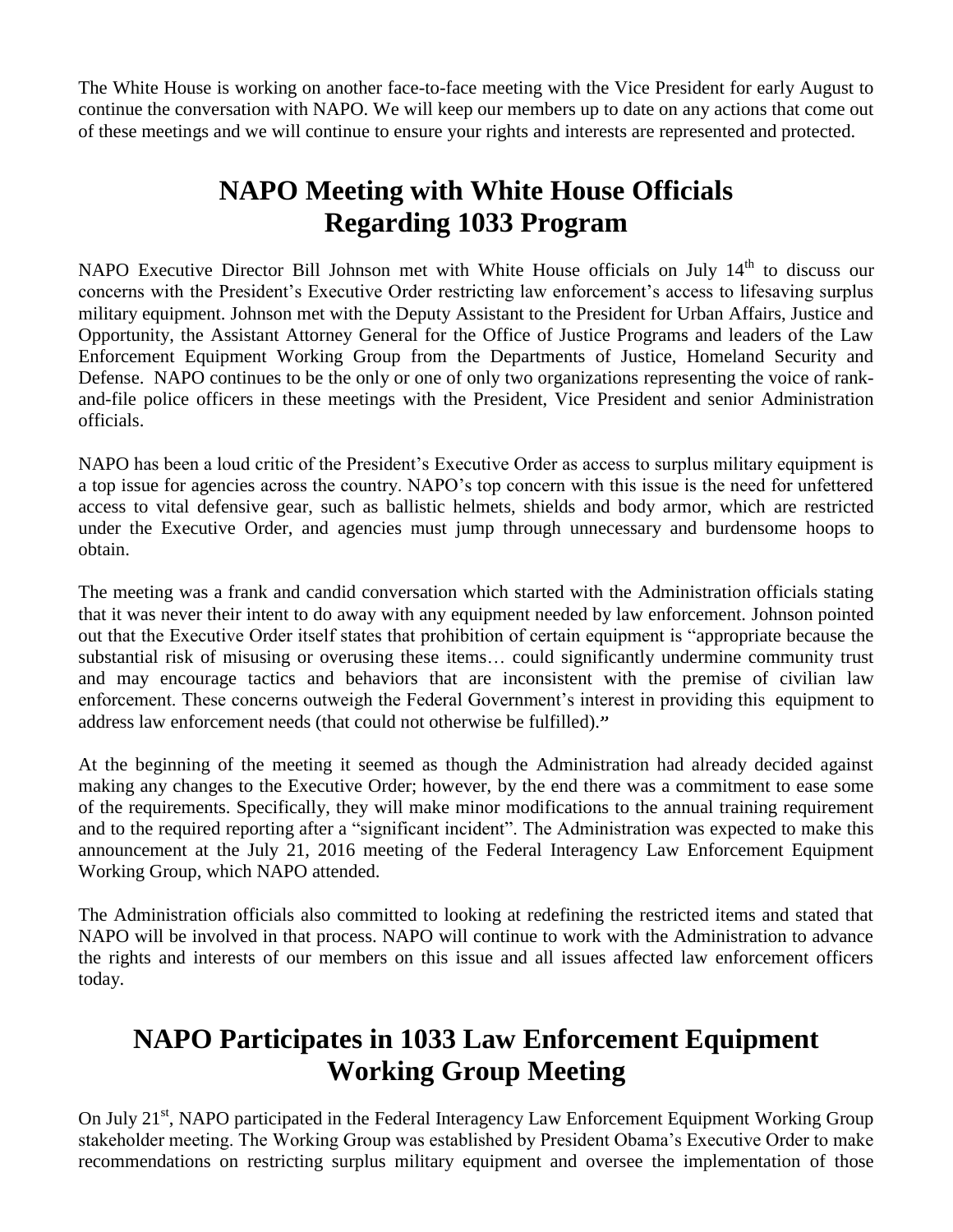The White House is working on another face-to-face meeting with the Vice President for early August to continue the conversation with NAPO. We will keep our members up to date on any actions that come out of these meetings and we will continue to ensure your rights and interests are represented and protected.

## NAPO Meeting with White House Officials Regarding 1033 Program

NAPO Executive Director Bill Johnson met with White House officials on July 14th to discuss our concerns with the President's Executive Order restricting law enforcement's access to lifesaving surplus military equipment. Johnson met with the Deputy Assistant to the President for Urban Affairs, Justice and Opportunity, the Assistant Attorney General for the Office of Justice Programs and leaders of the Law Enforcement Equipment Working Group from the Departments of Justice, Homeland Security and Defense. NAPO continues to be the only or one of only two organizations representing the voice of rank-and-file police officers in these meetings with the President, Vice President and senior Administration officials.

NAPO has been a loud critic of the President's Executive Order as access to surplus military equipment is a top issue for agencies across the country. NAPO's top concern with this issue is the need for unfettered access to vital defensive gear, such as ballistic helmets, shields and body armor, which are restricted under the Executive Order, and agencies must jump through unnecessary and burdensome hoops to obtain.

The meeting was a frank and candid conversation which started with the Administration officials stating that it was never their intent to do away with any equipment needed by law enforcement. Johnson pointed out that the Executive Order itself states that prohibition of certain equipment is "appropriate because the substantial risk of misusing or overusing these items… could significantly undermine community trust and may encourage tactics and behaviors that are inconsistent with the premise of civilian law enforcement. These concerns outweigh the Federal Government's interest in providing this equipment to address law enforcement needs (that could not otherwise be fulfilled)."

At the beginning of the meeting it seemed as though the Administration had already decided against making any changes to the Executive Order; however, by the end there was a commitment to ease some of the requirements. Specifically, they will make minor modifications to the annual training requirement and to the required reporting after a "significant incident". The Administration was expected to make this announcement at the July 21, 2016 meeting of the Federal Interagency Law Enforcement Equipment Working Group, which NAPO attended.

The Administration officials also committed to looking at redefining the restricted items and stated that NAPO will be involved in that process. NAPO will continue to work with the Administration to advance the rights and interests of our members on this issue and all issues affected law enforcement officers today.

## NAPO Participates in 1033 Law Enforcement Equipment Working Group Meeting

On July 21st, NAPO participated in the Federal Interagency Law Enforcement Equipment Working Group stakeholder meeting. The Working Group was established by President Obama's Executive Order to make recommendations on restricting surplus military equipment and oversee the implementation of those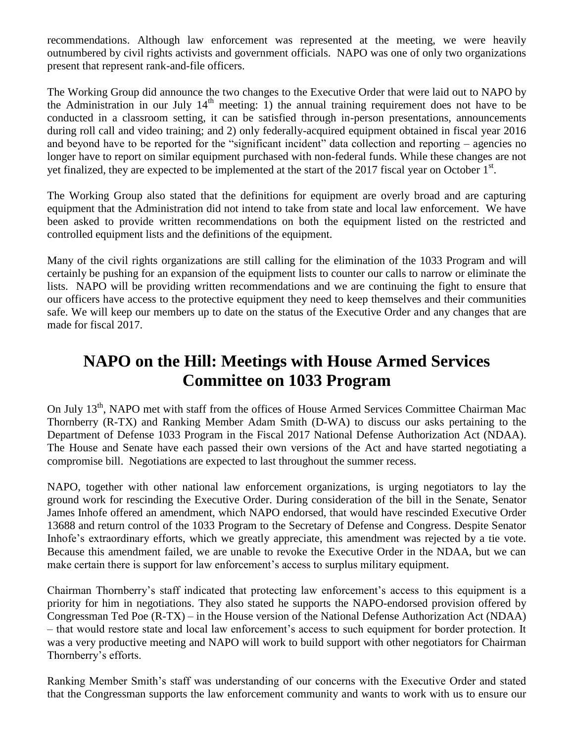recommendations. Although law enforcement was represented at the meeting, we were heavily outnumbered by civil rights activists and government officials. NAPO was one of only two organizations present that represent rank-and-file officers.

The Working Group did announce the two changes to the Executive Order that were laid out to NAPO by the Administration in our July 14th meeting: 1) the annual training requirement does not have to be conducted in a classroom setting, it can be satisfied through in-person presentations, announcements during roll call and video training; and 2) only federally-acquired equipment obtained in fiscal year 2016 and beyond have to be reported for the "significant incident" data collection and reporting – agencies no longer have to report on similar equipment purchased with non-federal funds. While these changes are not yet finalized, they are expected to be implemented at the start of the 2017 fiscal year on October 1st.

The Working Group also stated that the definitions for equipment are overly broad and are capturing equipment that the Administration did not intend to take from state and local law enforcement. We have been asked to provide written recommendations on both the equipment listed on the restricted and controlled equipment lists and the definitions of the equipment.

Many of the civil rights organizations are still calling for the elimination of the 1033 Program and will certainly be pushing for an expansion of the equipment lists to counter our calls to narrow or eliminate the lists. NAPO will be providing written recommendations and we are continuing the fight to ensure that our officers have access to the protective equipment they need to keep themselves and their communities safe. We will keep our members up to date on the status of the Executive Order and any changes that are made for fiscal 2017.

## NAPO on the Hill: Meetings with House Armed Services Committee on 1033 Program

On July 13th, NAPO met with staff from the offices of House Armed Services Committee Chairman Mac Thornberry (R-TX) and Ranking Member Adam Smith (D-WA) to discuss our asks pertaining to the Department of Defense 1033 Program in the Fiscal 2017 National Defense Authorization Act (NDAA). The House and Senate have each passed their own versions of the Act and have started negotiating a compromise bill. Negotiations are expected to last throughout the summer recess.

NAPO, together with other national law enforcement organizations, is urging negotiators to lay the ground work for rescinding the Executive Order. During consideration of the bill in the Senate, Senator James Inhofe offered an amendment, which NAPO endorsed, that would have rescinded Executive Order 13688 and return control of the 1033 Program to the Secretary of Defense and Congress. Despite Senator Inhofe's extraordinary efforts, which we greatly appreciate, this amendment was rejected by a tie vote. Because this amendment failed, we are unable to revoke the Executive Order in the NDAA, but we can make certain there is support for law enforcement's access to surplus military equipment.

Chairman Thornberry's staff indicated that protecting law enforcement's access to this equipment is a priority for him in negotiations. They also stated he supports the NAPO-endorsed provision offered by Congressman Ted Poe (R-TX) – in the House version of the National Defense Authorization Act (NDAA) – that would restore state and local law enforcement's access to such equipment for border protection. It was a very productive meeting and NAPO will work to build support with other negotiators for Chairman Thornberry's efforts.

Ranking Member Smith's staff was understanding of our concerns with the Executive Order and stated that the Congressman supports the law enforcement community and wants to work with us to ensure our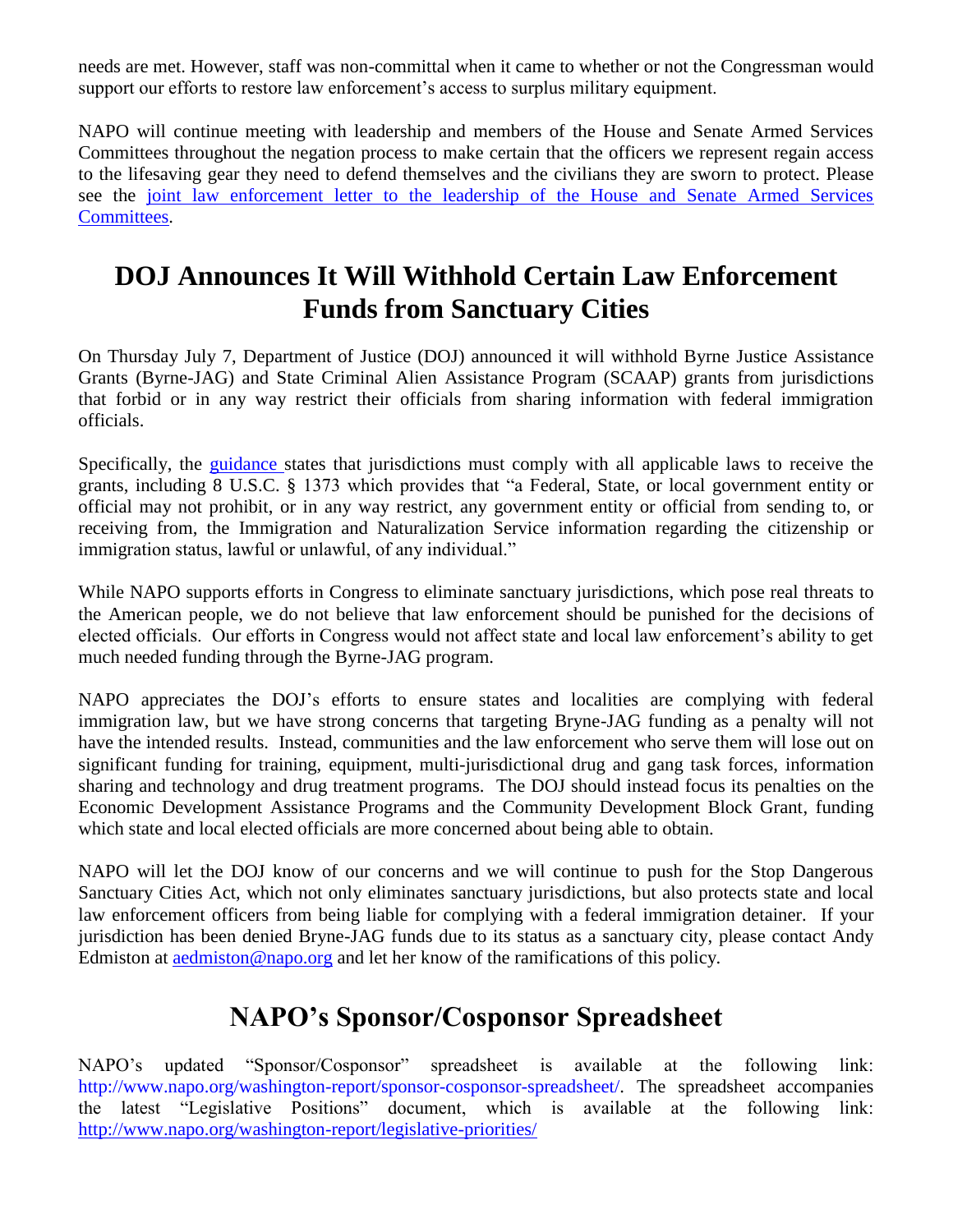needs are met. However, staff was non-committal when it came to whether or not the Congressman would support our efforts to restore law enforcement's access to surplus military equipment.

NAPO will continue meeting with leadership and members of the House and Senate Armed Services Committees throughout the negation process to make certain that the officers we represent regain access to the lifesaving gear they need to defend themselves and the civilians they are sworn to protect. Please see the joint law enforcement letter to the leadership of the House and Senate Armed Services Committees.

## DOJ Announces It Will Withhold Certain Law Enforcement Funds from Sanctuary Cities

On Thursday July 7, Department of Justice (DOJ) announced it will withhold Byrne Justice Assistance Grants (Byrne-JAG) and State Criminal Alien Assistance Program (SCAAP) grants from jurisdictions that forbid or in any way restrict their officials from sharing information with federal immigration officials.

Specifically, the guidance states that jurisdictions must comply with all applicable laws to receive the grants, including 8 U.S.C. § 1373 which provides that "a Federal, State, or local government entity or official may not prohibit, or in any way restrict, any government entity or official from sending to, or receiving from, the Immigration and Naturalization Service information regarding the citizenship or immigration status, lawful or unlawful, of any individual."

While NAPO supports efforts in Congress to eliminate sanctuary jurisdictions, which pose real threats to the American people, we do not believe that law enforcement should be punished for the decisions of elected officials. Our efforts in Congress would not affect state and local law enforcement's ability to get much needed funding through the Byrne-JAG program.

NAPO appreciates the DOJ's efforts to ensure states and localities are complying with federal immigration law, but we have strong concerns that targeting Bryne-JAG funding as a penalty will not have the intended results. Instead, communities and the law enforcement who serve them will lose out on significant funding for training, equipment, multi-jurisdictional drug and gang task forces, information sharing and technology and drug treatment programs. The DOJ should instead focus its penalties on the Economic Development Assistance Programs and the Community Development Block Grant, funding which state and local elected officials are more concerned about being able to obtain.

NAPO will let the DOJ know of our concerns and we will continue to push for the Stop Dangerous Sanctuary Cities Act, which not only eliminates sanctuary jurisdictions, but also protects state and local law enforcement officers from being liable for complying with a federal immigration detainer. If your jurisdiction has been denied Bryne-JAG funds due to its status as a sanctuary city, please contact Andy Edmiston at aedmiston@napo.org and let her know of the ramifications of this policy.

## NAPO's Sponsor/Cosponsor Spreadsheet

NAPO's updated "Sponsor/Cosponsor" spreadsheet is available at the following link: http://www.napo.org/washington-report/sponsor-cosponsor-spreadsheet/. The spreadsheet accompanies the latest "Legislative Positions" document, which is available at the following link: http://www.napo.org/washington-report/legislative-priorities/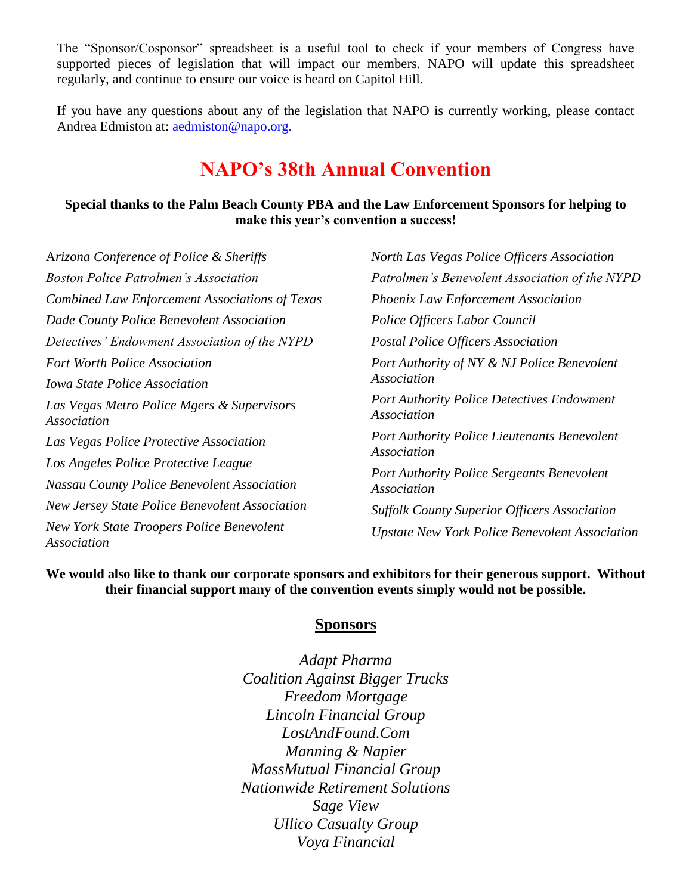The "Sponsor/Cosponsor" spreadsheet is a useful tool to check if your members of Congress have supported pieces of legislation that will impact our members. NAPO will update this spreadsheet regularly, and continue to ensure our voice is heard on Capitol Hill.

If you have any questions about any of the legislation that NAPO is currently working, please contact Andrea Edmiston at: aedmiston@napo.org.

# NAPO's 38th Annual Convention

**Special thanks to the Palm Beach County PBA and the Law Enforcement Sponsors for helping to make this year's convention a success!**

*Arizona Conference of Police & Sheriffs*
*Boston Police Patrolmen's Association*
*Combined Law Enforcement Associations of Texas*
*Dade County Police Benevolent Association*
*Detectives' Endowment Association of the NYPD*
*Fort Worth Police Association*
*Iowa State Police Association*
*Las Vegas Metro Police Mgers & Supervisors Association*
*Las Vegas Police Protective Association*
*Los Angeles Police Protective League*
*Nassau County Police Benevolent Association*
*New Jersey State Police Benevolent Association*
*New York State Troopers Police Benevolent Association*
*North Las Vegas Police Officers Association*
*Patrolmen's Benevolent Association of the NYPD*
*Phoenix Law Enforcement Association*
*Police Officers Labor Council*
*Postal Police Officers Association*
*Port Authority of NY & NJ Police Benevolent Association*
*Port Authority Police Detectives Endowment Association*
*Port Authority Police Lieutenants Benevolent Association*
*Port Authority Police Sergeants Benevolent Association*
*Suffolk County Superior Officers Association*
*Upstate New York Police Benevolent Association*

**We would also like to thank our corporate sponsors and exhibitors for their generous support. Without their financial support many of the convention events simply would not be possible.**

## Sponsors

*Adapt Pharma*
*Coalition Against Bigger Trucks*
*Freedom Mortgage*
*Lincoln Financial Group*
*LostAndFound.Com*
*Manning & Napier*
*MassMutual Financial Group*
*Nationwide Retirement Solutions*
*Sage View*
*Ullico Casualty Group*
*Voya Financial*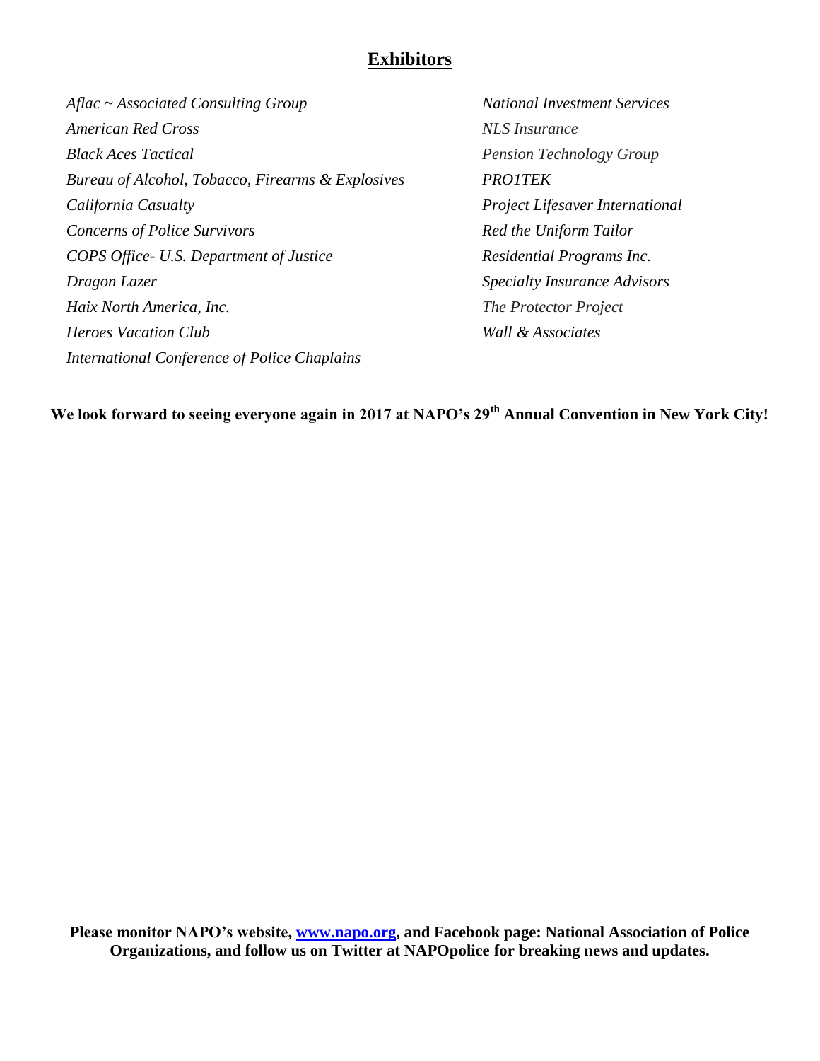## Exhibitors

*Aflac ~ Associated Consulting Group*
*American Red Cross*
*Black Aces Tactical*
*Bureau of Alcohol, Tobacco, Firearms & Explosives*
*California Casualty*
*Concerns of Police Survivors*
*COPS Office- U.S. Department of Justice*
*Dragon Lazer*
*Haix North America, Inc.*
*Heroes Vacation Club*
*International Conference of Police Chaplains*
*National Investment Services*
*NLS Insurance*
*Pension Technology Group*
*PRO1TEK*
*Project Lifesaver International*
*Red the Uniform Tailor*
*Residential Programs Inc.*
*Specialty Insurance Advisors*
*The Protector Project*
*Wall & Associates*

**We look forward to seeing everyone again in 2017 at NAPO's 29th Annual Convention in New York City!**

**Please monitor NAPO's website, [www.napo.org](http://www.napo.org), and Facebook page: National Association of Police Organizations, and follow us on Twitter at NAPOpolice for breaking news and updates.**